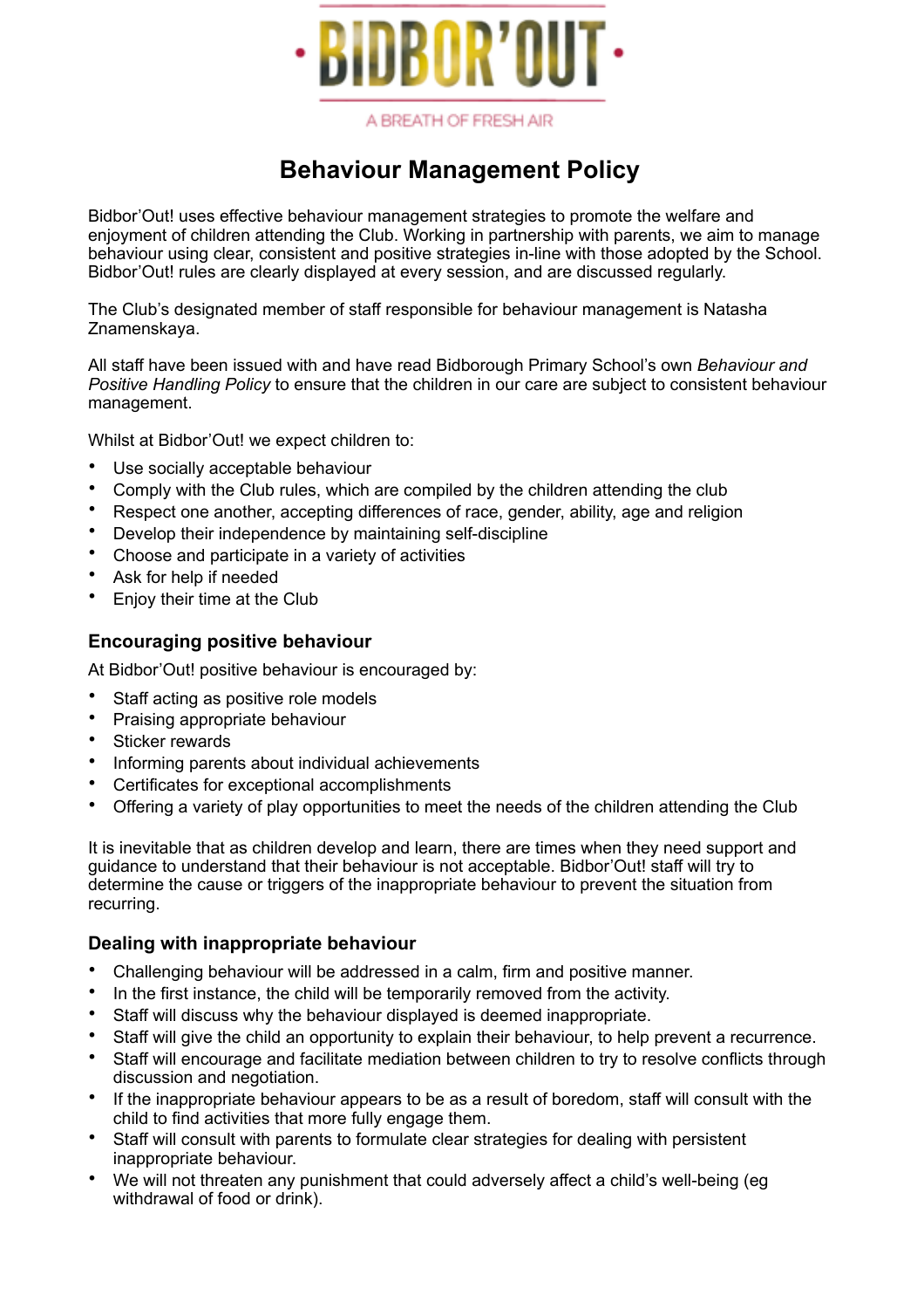BIDBOR'OUT

A BREATH OF FRESH AIR

# Behaviour Management Policy

Bidbor'Out! uses effective behaviour management strategies to promote the welfare and enjoyment of children attending the Club. Working in partnership with parents, we aim to manage behaviour using clear, consistent and positive strategies in-line with those adopted by the School. Bidbor'Out! rules are clearly displayed at every session, and are discussed regularly.

The Club's designated member of staff responsible for behaviour management is Natasha Znamenskaya.

All staff have been issued with and have read Bidborough Primary School's own *Behaviour and Positive Handling Policy* to ensure that the children in our care are subject to consistent behaviour management.

Whilst at Bidbor'Out! we expect children to:

- Use socially acceptable behaviour
- Comply with the Club rules, which are compiled by the children attending the club
- Respect one another, accepting differences of race, gender, ability, age and religion
- Develop their independence by maintaining self-discipline
- Choose and participate in a variety of activities
- Ask for help if needed
- Enjoy their time at the Club

### Encouraging positive behaviour

At Bidbor'Out! positive behaviour is encouraged by:

- Staff acting as positive role models
- Praising appropriate behaviour
- Sticker rewards
- Informing parents about individual achievements
- Certificates for exceptional accomplishments
- Offering a variety of play opportunities to meet the needs of the children attending the Club

It is inevitable that as children develop and learn, there are times when they need support and guidance to understand that their behaviour is not acceptable. Bidbor'Out! staff will try to determine the cause or triggers of the inappropriate behaviour to prevent the situation from recurring.

### Dealing with inappropriate behaviour

- Challenging behaviour will be addressed in a calm, firm and positive manner.
- In the first instance, the child will be temporarily removed from the activity.
- Staff will discuss why the behaviour displayed is deemed inappropriate.
- Staff will give the child an opportunity to explain their behaviour, to help prevent a recurrence.
- Staff will encourage and facilitate mediation between children to try to resolve conflicts through discussion and negotiation.
- If the inappropriate behaviour appears to be as a result of boredom, staff will consult with the child to find activities that more fully engage them.
- Staff will consult with parents to formulate clear strategies for dealing with persistent inappropriate behaviour.
- We will not threaten any punishment that could adversely affect a child's well-being (eg withdrawal of food or drink).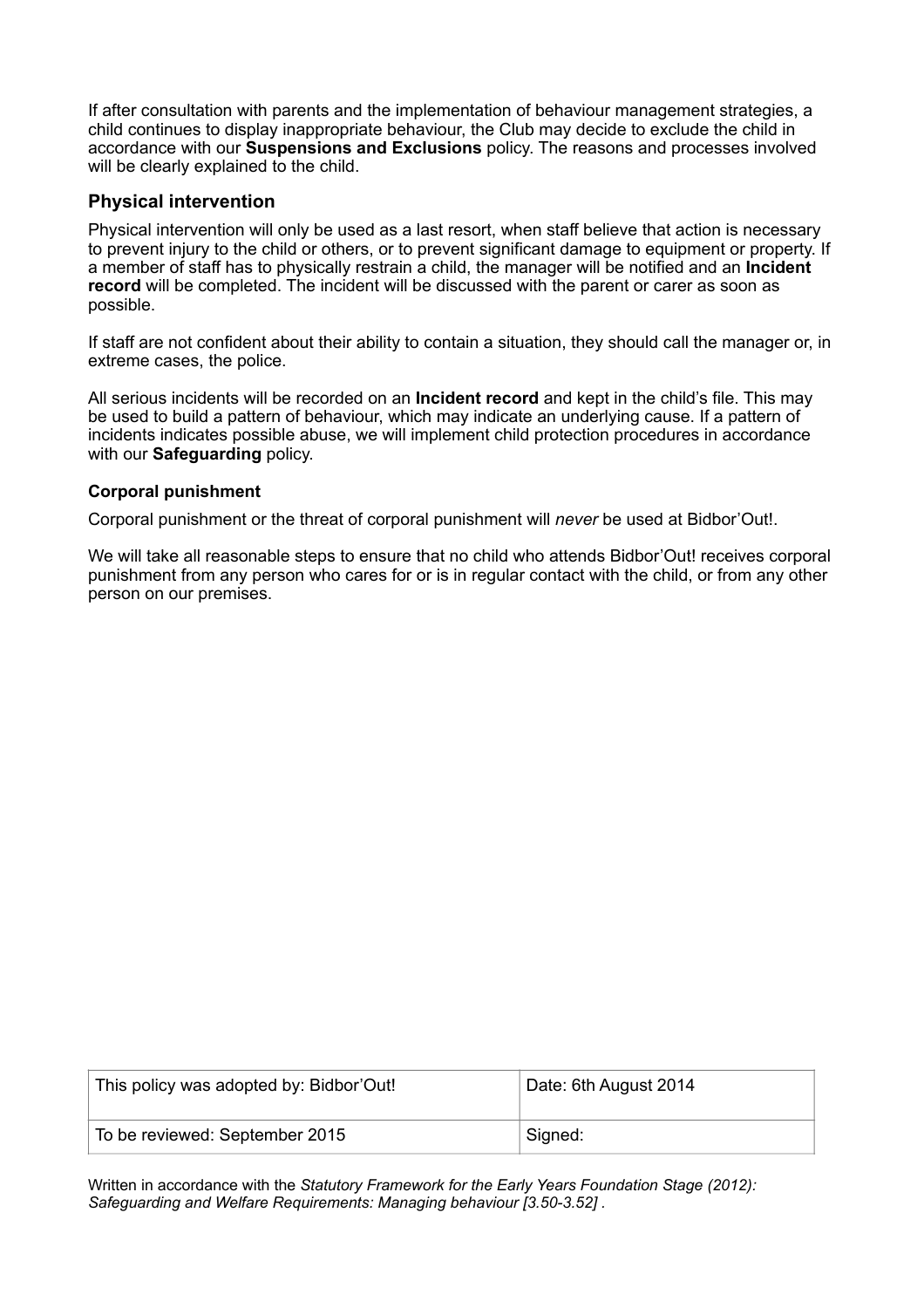If after consultation with parents and the implementation of behaviour management strategies, a child continues to display inappropriate behaviour, the Club may decide to exclude the child in accordance with our **Suspensions and Exclusions** policy. The reasons and processes involved will be clearly explained to the child.

## Physical intervention

Physical intervention will only be used as a last resort, when staff believe that action is necessary to prevent injury to the child or others, or to prevent significant damage to equipment or property. If a member of staff has to physically restrain a child, the manager will be notified and an **Incident record** will be completed. The incident will be discussed with the parent or carer as soon as possible.

If staff are not confident about their ability to contain a situation, they should call the manager or, in extreme cases, the police.

All serious incidents will be recorded on an **Incident record** and kept in the child's file. This may be used to build a pattern of behaviour, which may indicate an underlying cause. If a pattern of incidents indicates possible abuse, we will implement child protection procedures in accordance with our **Safeguarding** policy.

### Corporal punishment

Corporal punishment or the threat of corporal punishment will *never* be used at Bidbor'Out!.

We will take all reasonable steps to ensure that no child who attends Bidbor'Out! receives corporal punishment from any person who cares for or is in regular contact with the child, or from any other person on our premises.

| | |
|---|---|
| This policy was adopted by: Bidbor'Out! | Date: 6th August 2014 |
| To be reviewed: September 2015 | Signed: |

Written in accordance with the *Statutory Framework for the Early Years Foundation Stage (2012): Safeguarding and Welfare Requirements: Managing behaviour [3.50-3.52] .*